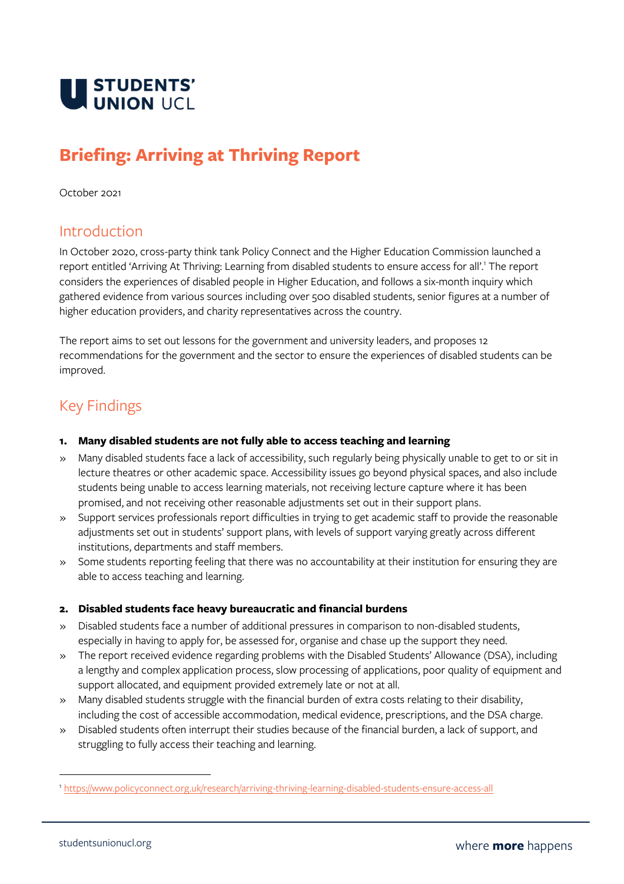STUDENTS' UNION UCL

# Briefing: Arriving at Thriving Report

October 2021

## Introduction

In October 2020, cross-party think tank Policy Connect and the Higher Education Commission launched a report entitled 'Arriving At Thriving: Learning from disabled students to ensure access for all'.[1] The report considers the experiences of disabled people in Higher Education, and follows a six-month inquiry which gathered evidence from various sources including over 500 disabled students, senior figures at a number of higher education providers, and charity representatives across the country.

The report aims to set out lessons for the government and university leaders, and proposes 12 recommendations for the government and the sector to ensure the experiences of disabled students can be improved.

## Key Findings

**1. Many disabled students are not fully able to access teaching and learning**

- Many disabled students face a lack of accessibility, such regularly being physically unable to get to or sit in lecture theatres or other academic space. Accessibility issues go beyond physical spaces, and also include students being unable to access learning materials, not receiving lecture capture where it has been promised, and not receiving other reasonable adjustments set out in their support plans.
- Support services professionals report difficulties in trying to get academic staff to provide the reasonable adjustments set out in students' support plans, with levels of support varying greatly across different institutions, departments and staff members.
- Some students reporting feeling that there was no accountability at their institution for ensuring they are able to access teaching and learning.

**2. Disabled students face heavy bureaucratic and financial burdens**

- Disabled students face a number of additional pressures in comparison to non-disabled students, especially in having to apply for, be assessed for, organise and chase up the support they need.
- The report received evidence regarding problems with the Disabled Students' Allowance (DSA), including a lengthy and complex application process, slow processing of applications, poor quality of equipment and support allocated, and equipment provided extremely late or not at all.
- Many disabled students struggle with the financial burden of extra costs relating to their disability, including the cost of accessible accommodation, medical evidence, prescriptions, and the DSA charge.
- Disabled students often interrupt their studies because of the financial burden, a lack of support, and struggling to fully access their teaching and learning.

---

[1] https://www.policyconnect.org.uk/research/arriving-thriving-learning-disabled-students-ensure-access-all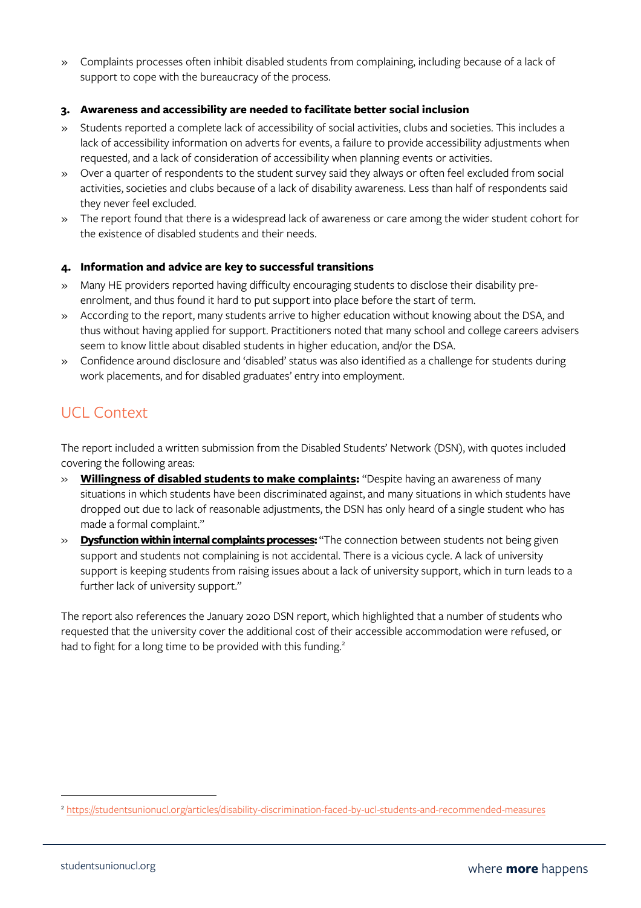- Complaints processes often inhibit disabled students from complaining, including because of a lack of support to cope with the bureaucracy of the process.

**3. Awareness and accessibility are needed to facilitate better social inclusion**

- Students reported a complete lack of accessibility of social activities, clubs and societies. This includes a lack of accessibility information on adverts for events, a failure to provide accessibility adjustments when requested, and a lack of consideration of accessibility when planning events or activities.
- Over a quarter of respondents to the student survey said they always or often feel excluded from social activities, societies and clubs because of a lack of disability awareness. Less than half of respondents said they never feel excluded.
- The report found that there is a widespread lack of awareness or care among the wider student cohort for the existence of disabled students and their needs.

**4. Information and advice are key to successful transitions**

- Many HE providers reported having difficulty encouraging students to disclose their disability pre-enrolment, and thus found it hard to put support into place before the start of term.
- According to the report, many students arrive to higher education without knowing about the DSA, and thus without having applied for support. Practitioners noted that many school and college careers advisers seem to know little about disabled students in higher education, and/or the DSA.
- Confidence around disclosure and 'disabled' status was also identified as a challenge for students during work placements, and for disabled graduates' entry into employment.

## UCL Context

The report included a written submission from the Disabled Students' Network (DSN), with quotes included covering the following areas:

- **Willingness of disabled students to make complaints:** "Despite having an awareness of many situations in which students have been discriminated against, and many situations in which students have dropped out due to lack of reasonable adjustments, the DSN has only heard of a single student who has made a formal complaint."
- **Dysfunction within internal complaints processes:** "The connection between students not being given support and students not complaining is not accidental. There is a vicious cycle. A lack of university support is keeping students from raising issues about a lack of university support, which in turn leads to a further lack of university support."

The report also references the January 2020 DSN report, which highlighted that a number of students who requested that the university cover the additional cost of their accessible accommodation were refused, or had to fight for a long time to be provided with this funding.[2]

[2] https://studentsunionucl.org/articles/disability-discrimination-faced-by-ucl-students-and-recommended-measures